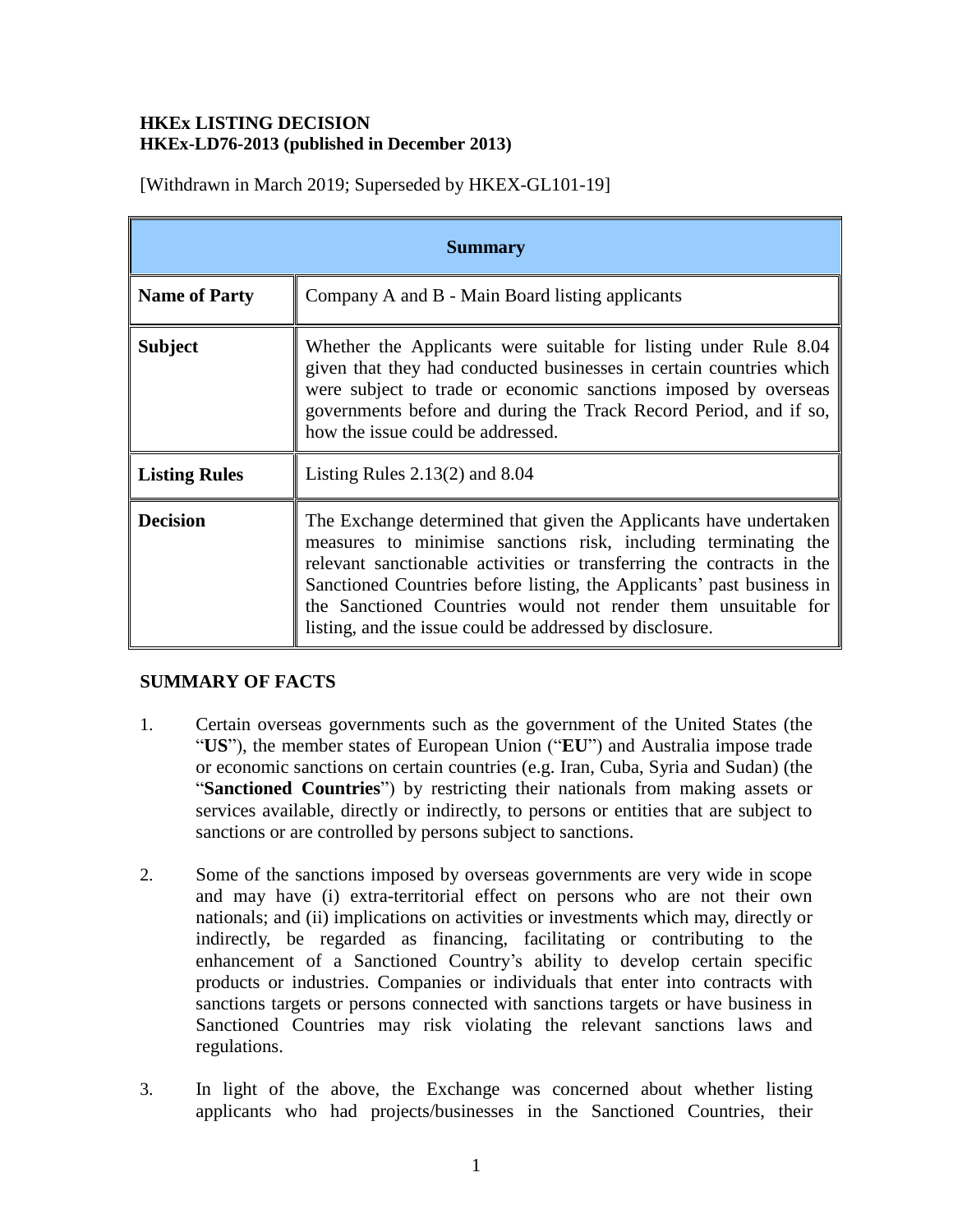**HKEx LISTING DECISION**
**HKEx-LD76-2013 (published in December 2013)**

[Withdrawn in March 2019; Superseded by HKEX-GL101-19]

| Summary | |
|---|---|
| **Name of Party** | Company A and B - Main Board listing applicants |
| **Subject** | Whether the Applicants were suitable for listing under Rule 8.04 given that they had conducted businesses in certain countries which were subject to trade or economic sanctions imposed by overseas governments before and during the Track Record Period, and if so, how the issue could be addressed. |
| **Listing Rules** | Listing Rules 2.13(2) and 8.04 |
| **Decision** | The Exchange determined that given the Applicants have undertaken measures to minimise sanctions risk, including terminating the relevant sanctionable activities or transferring the contracts in the Sanctioned Countries before listing, the Applicants' past business in the Sanctioned Countries would not render them unsuitable for listing, and the issue could be addressed by disclosure. |

**SUMMARY OF FACTS**

1. Certain overseas governments such as the government of the United States (the "**US**"), the member states of European Union ("**EU**") and Australia impose trade or economic sanctions on certain countries (e.g. Iran, Cuba, Syria and Sudan) (the "**Sanctioned Countries**") by restricting their nationals from making assets or services available, directly or indirectly, to persons or entities that are subject to sanctions or are controlled by persons subject to sanctions.

2. Some of the sanctions imposed by overseas governments are very wide in scope and may have (i) extra-territorial effect on persons who are not their own nationals; and (ii) implications on activities or investments which may, directly or indirectly, be regarded as financing, facilitating or contributing to the enhancement of a Sanctioned Country's ability to develop certain specific products or industries. Companies or individuals that enter into contracts with sanctions targets or persons connected with sanctions targets or have business in Sanctioned Countries may risk violating the relevant sanctions laws and regulations.

3. In light of the above, the Exchange was concerned about whether listing applicants who had projects/businesses in the Sanctioned Countries, their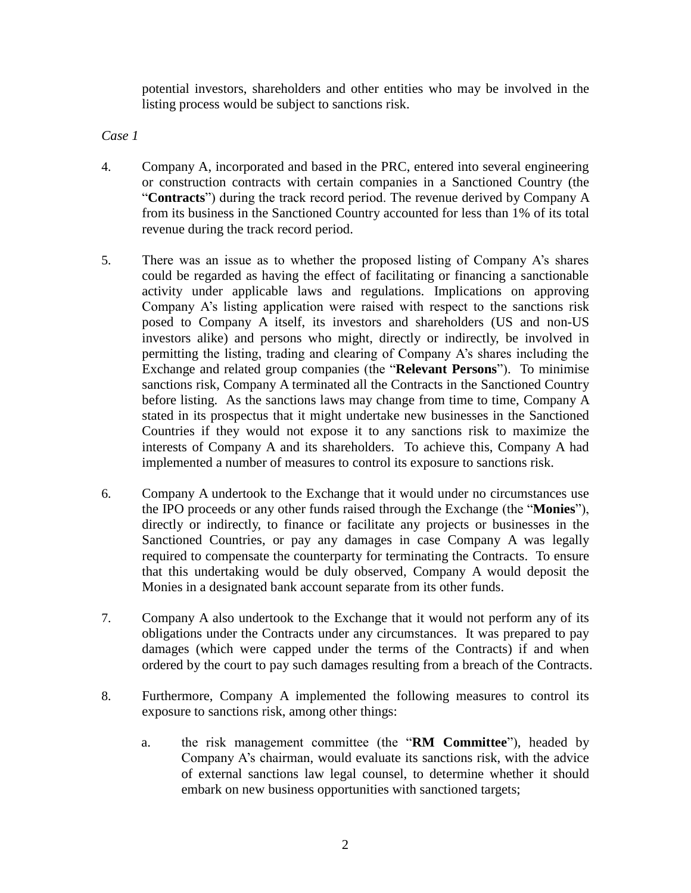potential investors, shareholders and other entities who may be involved in the listing process would be subject to sanctions risk.

*Case 1*

4. Company A, incorporated and based in the PRC, entered into several engineering or construction contracts with certain companies in a Sanctioned Country (the "**Contracts**") during the track record period. The revenue derived by Company A from its business in the Sanctioned Country accounted for less than 1% of its total revenue during the track record period.

5. There was an issue as to whether the proposed listing of Company A's shares could be regarded as having the effect of facilitating or financing a sanctionable activity under applicable laws and regulations. Implications on approving Company A's listing application were raised with respect to the sanctions risk posed to Company A itself, its investors and shareholders (US and non-US investors alike) and persons who might, directly or indirectly, be involved in permitting the listing, trading and clearing of Company A's shares including the Exchange and related group companies (the "**Relevant Persons**"). To minimise sanctions risk, Company A terminated all the Contracts in the Sanctioned Country before listing. As the sanctions laws may change from time to time, Company A stated in its prospectus that it might undertake new businesses in the Sanctioned Countries if they would not expose it to any sanctions risk to maximize the interests of Company A and its shareholders. To achieve this, Company A had implemented a number of measures to control its exposure to sanctions risk.

6. Company A undertook to the Exchange that it would under no circumstances use the IPO proceeds or any other funds raised through the Exchange (the "**Monies**"), directly or indirectly, to finance or facilitate any projects or businesses in the Sanctioned Countries, or pay any damages in case Company A was legally required to compensate the counterparty for terminating the Contracts. To ensure that this undertaking would be duly observed, Company A would deposit the Monies in a designated bank account separate from its other funds.

7. Company A also undertook to the Exchange that it would not perform any of its obligations under the Contracts under any circumstances. It was prepared to pay damages (which were capped under the terms of the Contracts) if and when ordered by the court to pay such damages resulting from a breach of the Contracts.

8. Furthermore, Company A implemented the following measures to control its exposure to sanctions risk, among other things:

   a. the risk management committee (the "**RM Committee**"), headed by Company A's chairman, would evaluate its sanctions risk, with the advice of external sanctions law legal counsel, to determine whether it should embark on new business opportunities with sanctioned targets;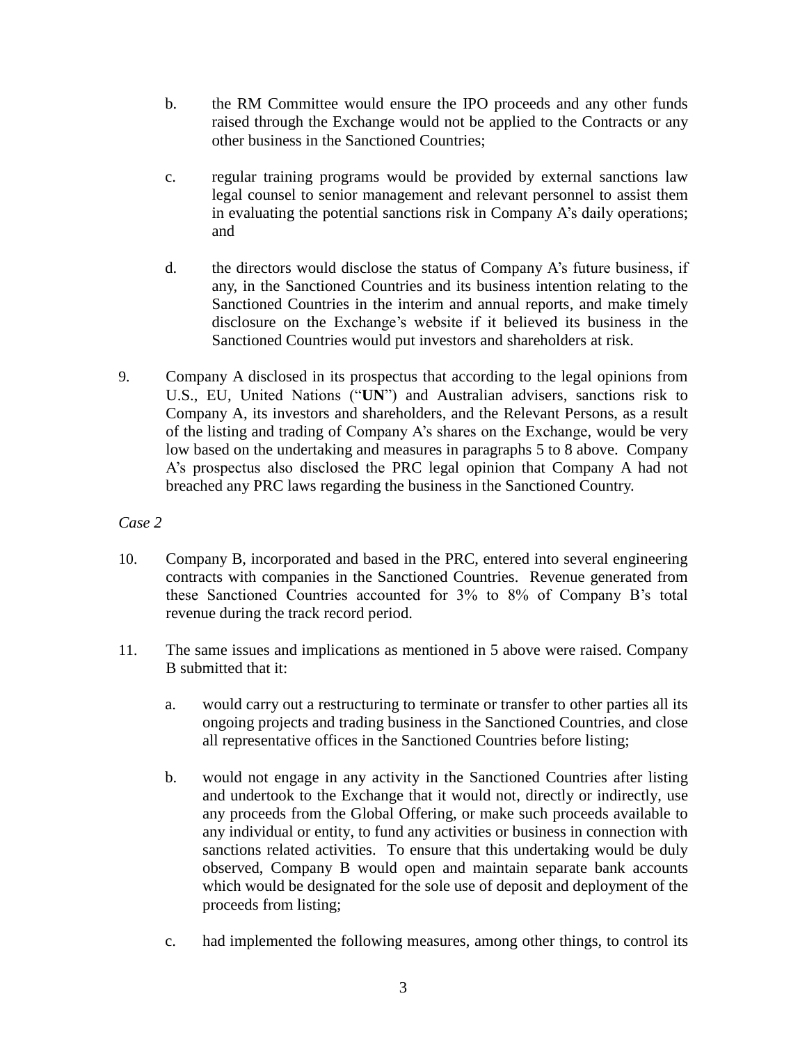b. the RM Committee would ensure the IPO proceeds and any other funds raised through the Exchange would not be applied to the Contracts or any other business in the Sanctioned Countries;

c. regular training programs would be provided by external sanctions law legal counsel to senior management and relevant personnel to assist them in evaluating the potential sanctions risk in Company A's daily operations; and

d. the directors would disclose the status of Company A's future business, if any, in the Sanctioned Countries and its business intention relating to the Sanctioned Countries in the interim and annual reports, and make timely disclosure on the Exchange's website if it believed its business in the Sanctioned Countries would put investors and shareholders at risk.

9. Company A disclosed in its prospectus that according to the legal opinions from U.S., EU, United Nations ("**UN**") and Australian advisers, sanctions risk to Company A, its investors and shareholders, and the Relevant Persons, as a result of the listing and trading of Company A's shares on the Exchange, would be very low based on the undertaking and measures in paragraphs 5 to 8 above. Company A's prospectus also disclosed the PRC legal opinion that Company A had not breached any PRC laws regarding the business in the Sanctioned Country.

*Case 2*

10. Company B, incorporated and based in the PRC, entered into several engineering contracts with companies in the Sanctioned Countries. Revenue generated from these Sanctioned Countries accounted for 3% to 8% of Company B's total revenue during the track record period.

11. The same issues and implications as mentioned in 5 above were raised. Company B submitted that it:

a. would carry out a restructuring to terminate or transfer to other parties all its ongoing projects and trading business in the Sanctioned Countries, and close all representative offices in the Sanctioned Countries before listing;

b. would not engage in any activity in the Sanctioned Countries after listing and undertook to the Exchange that it would not, directly or indirectly, use any proceeds from the Global Offering, or make such proceeds available to any individual or entity, to fund any activities or business in connection with sanctions related activities. To ensure that this undertaking would be duly observed, Company B would open and maintain separate bank accounts which would be designated for the sole use of deposit and deployment of the proceeds from listing;

c. had implemented the following measures, among other things, to control its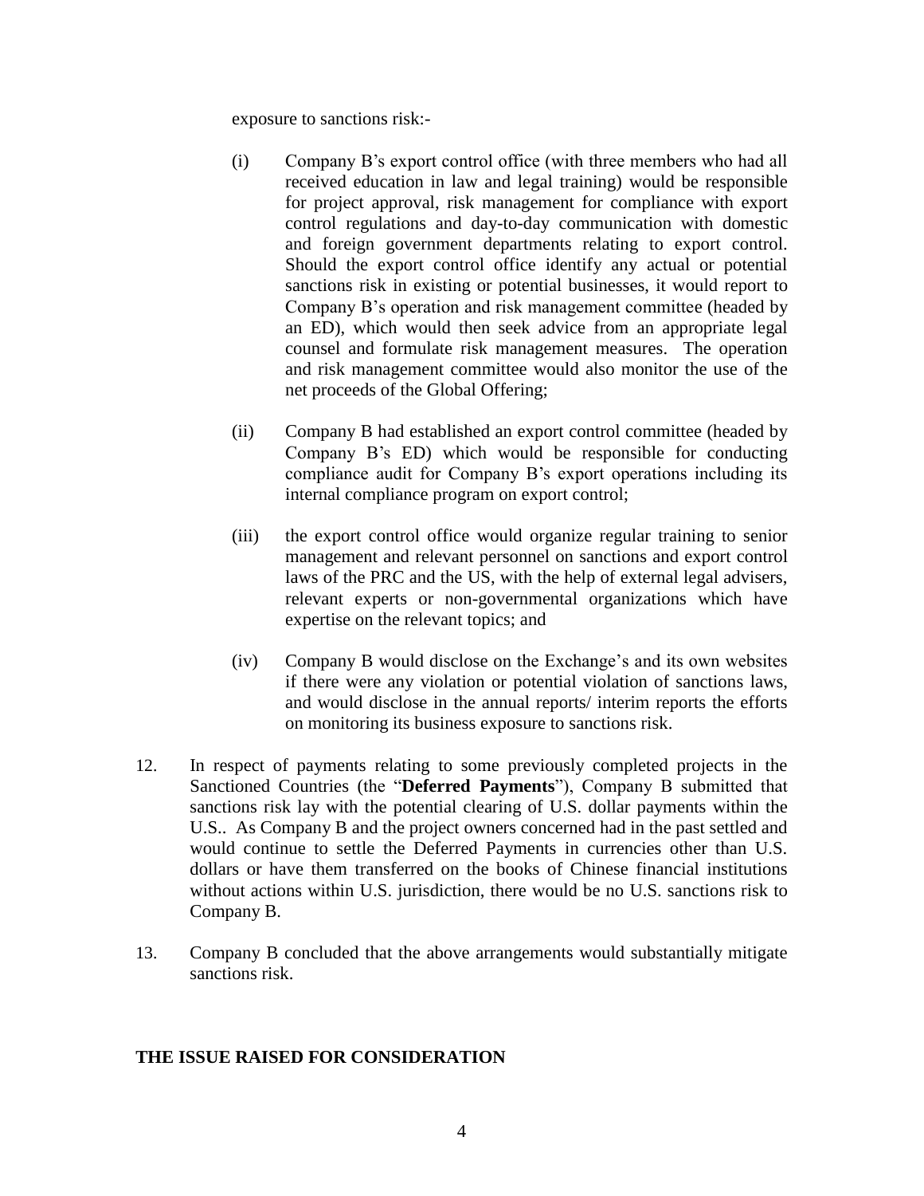exposure to sanctions risk:-

(i) Company B's export control office (with three members who had all received education in law and legal training) would be responsible for project approval, risk management for compliance with export control regulations and day-to-day communication with domestic and foreign government departments relating to export control. Should the export control office identify any actual or potential sanctions risk in existing or potential businesses, it would report to Company B's operation and risk management committee (headed by an ED), which would then seek advice from an appropriate legal counsel and formulate risk management measures. The operation and risk management committee would also monitor the use of the net proceeds of the Global Offering;

(ii) Company B had established an export control committee (headed by Company B's ED) which would be responsible for conducting compliance audit for Company B's export operations including its internal compliance program on export control;

(iii) the export control office would organize regular training to senior management and relevant personnel on sanctions and export control laws of the PRC and the US, with the help of external legal advisers, relevant experts or non-governmental organizations which have expertise on the relevant topics; and

(iv) Company B would disclose on the Exchange's and its own websites if there were any violation or potential violation of sanctions laws, and would disclose in the annual reports/ interim reports the efforts on monitoring its business exposure to sanctions risk.

12. In respect of payments relating to some previously completed projects in the Sanctioned Countries (the "**Deferred Payments**"), Company B submitted that sanctions risk lay with the potential clearing of U.S. dollar payments within the U.S.. As Company B and the project owners concerned had in the past settled and would continue to settle the Deferred Payments in currencies other than U.S. dollars or have them transferred on the books of Chinese financial institutions without actions within U.S. jurisdiction, there would be no U.S. sanctions risk to Company B.

13. Company B concluded that the above arrangements would substantially mitigate sanctions risk.

## THE ISSUE RAISED FOR CONSIDERATION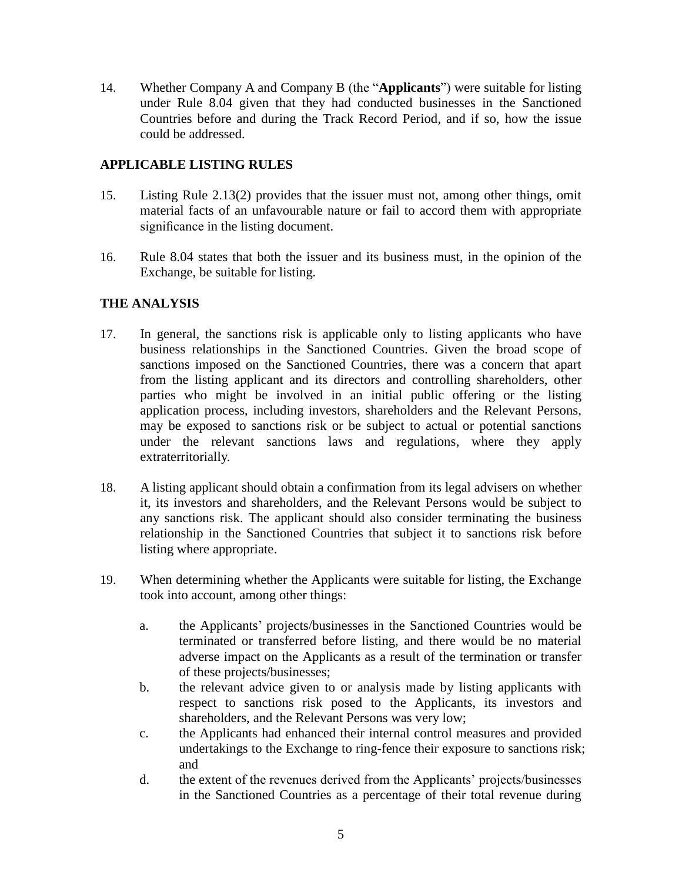14. Whether Company A and Company B (the "**Applicants**") were suitable for listing under Rule 8.04 given that they had conducted businesses in the Sanctioned Countries before and during the Track Record Period, and if so, how the issue could be addressed.

## APPLICABLE LISTING RULES

15. Listing Rule 2.13(2) provides that the issuer must not, among other things, omit material facts of an unfavourable nature or fail to accord them with appropriate significance in the listing document.

16. Rule 8.04 states that both the issuer and its business must, in the opinion of the Exchange, be suitable for listing.

## THE ANALYSIS

17. In general, the sanctions risk is applicable only to listing applicants who have business relationships in the Sanctioned Countries. Given the broad scope of sanctions imposed on the Sanctioned Countries, there was a concern that apart from the listing applicant and its directors and controlling shareholders, other parties who might be involved in an initial public offering or the listing application process, including investors, shareholders and the Relevant Persons, may be exposed to sanctions risk or be subject to actual or potential sanctions under the relevant sanctions laws and regulations, where they apply extraterritorially.

18. A listing applicant should obtain a confirmation from its legal advisers on whether it, its investors and shareholders, and the Relevant Persons would be subject to any sanctions risk. The applicant should also consider terminating the business relationship in the Sanctioned Countries that subject it to sanctions risk before listing where appropriate.

19. When determining whether the Applicants were suitable for listing, the Exchange took into account, among other things:

    a. the Applicants' projects/businesses in the Sanctioned Countries would be terminated or transferred before listing, and there would be no material adverse impact on the Applicants as a result of the termination or transfer of these projects/businesses;
    b. the relevant advice given to or analysis made by listing applicants with respect to sanctions risk posed to the Applicants, its investors and shareholders, and the Relevant Persons was very low;
    c. the Applicants had enhanced their internal control measures and provided undertakings to the Exchange to ring-fence their exposure to sanctions risk; and
    d. the extent of the revenues derived from the Applicants' projects/businesses in the Sanctioned Countries as a percentage of their total revenue during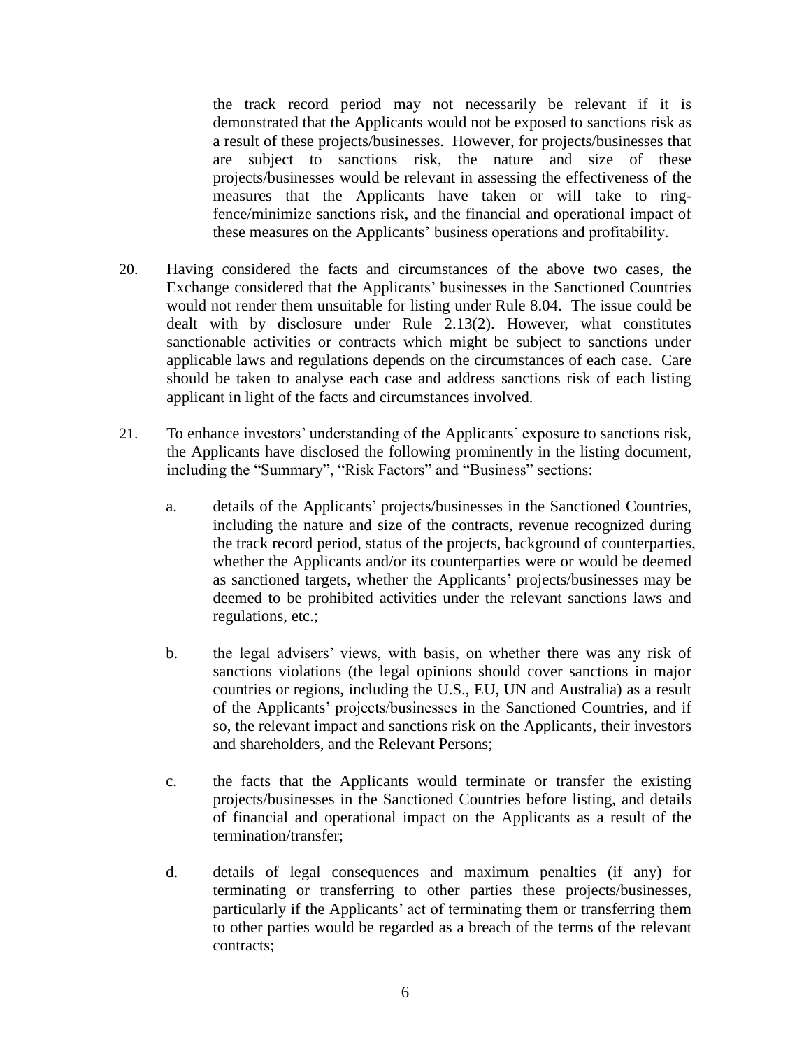the track record period may not necessarily be relevant if it is demonstrated that the Applicants would not be exposed to sanctions risk as a result of these projects/businesses. However, for projects/businesses that are subject to sanctions risk, the nature and size of these projects/businesses would be relevant in assessing the effectiveness of the measures that the Applicants have taken or will take to ring-fence/minimize sanctions risk, and the financial and operational impact of these measures on the Applicants' business operations and profitability.

20. Having considered the facts and circumstances of the above two cases, the Exchange considered that the Applicants' businesses in the Sanctioned Countries would not render them unsuitable for listing under Rule 8.04. The issue could be dealt with by disclosure under Rule 2.13(2). However, what constitutes sanctionable activities or contracts which might be subject to sanctions under applicable laws and regulations depends on the circumstances of each case. Care should be taken to analyse each case and address sanctions risk of each listing applicant in light of the facts and circumstances involved.

21. To enhance investors' understanding of the Applicants' exposure to sanctions risk, the Applicants have disclosed the following prominently in the listing document, including the "Summary", "Risk Factors" and "Business" sections:

    a. details of the Applicants' projects/businesses in the Sanctioned Countries, including the nature and size of the contracts, revenue recognized during the track record period, status of the projects, background of counterparties, whether the Applicants and/or its counterparties were or would be deemed as sanctioned targets, whether the Applicants' projects/businesses may be deemed to be prohibited activities under the relevant sanctions laws and regulations, etc.;

    b. the legal advisers' views, with basis, on whether there was any risk of sanctions violations (the legal opinions should cover sanctions in major countries or regions, including the U.S., EU, UN and Australia) as a result of the Applicants' projects/businesses in the Sanctioned Countries, and if so, the relevant impact and sanctions risk on the Applicants, their investors and shareholders, and the Relevant Persons;

    c. the facts that the Applicants would terminate or transfer the existing projects/businesses in the Sanctioned Countries before listing, and details of financial and operational impact on the Applicants as a result of the termination/transfer;

    d. details of legal consequences and maximum penalties (if any) for terminating or transferring to other parties these projects/businesses, particularly if the Applicants' act of terminating them or transferring them to other parties would be regarded as a breach of the terms of the relevant contracts;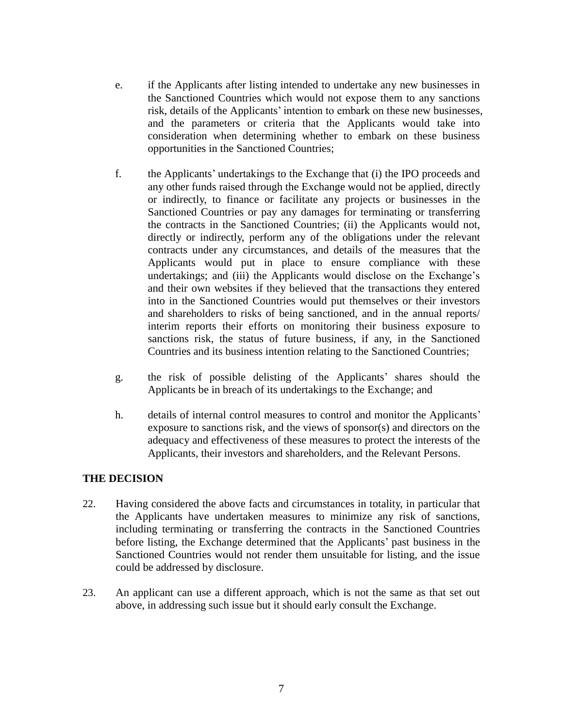e. if the Applicants after listing intended to undertake any new businesses in the Sanctioned Countries which would not expose them to any sanctions risk, details of the Applicants' intention to embark on these new businesses, and the parameters or criteria that the Applicants would take into consideration when determining whether to embark on these business opportunities in the Sanctioned Countries;

f. the Applicants' undertakings to the Exchange that (i) the IPO proceeds and any other funds raised through the Exchange would not be applied, directly or indirectly, to finance or facilitate any projects or businesses in the Sanctioned Countries or pay any damages for terminating or transferring the contracts in the Sanctioned Countries; (ii) the Applicants would not, directly or indirectly, perform any of the obligations under the relevant contracts under any circumstances, and details of the measures that the Applicants would put in place to ensure compliance with these undertakings; and (iii) the Applicants would disclose on the Exchange's and their own websites if they believed that the transactions they entered into in the Sanctioned Countries would put themselves or their investors and shareholders to risks of being sanctioned, and in the annual reports/ interim reports their efforts on monitoring their business exposure to sanctions risk, the status of future business, if any, in the Sanctioned Countries and its business intention relating to the Sanctioned Countries;

g. the risk of possible delisting of the Applicants' shares should the Applicants be in breach of its undertakings to the Exchange; and

h. details of internal control measures to control and monitor the Applicants' exposure to sanctions risk, and the views of sponsor(s) and directors on the adequacy and effectiveness of these measures to protect the interests of the Applicants, their investors and shareholders, and the Relevant Persons.

**THE DECISION**

22. Having considered the above facts and circumstances in totality, in particular that the Applicants have undertaken measures to minimize any risk of sanctions, including terminating or transferring the contracts in the Sanctioned Countries before listing, the Exchange determined that the Applicants' past business in the Sanctioned Countries would not render them unsuitable for listing, and the issue could be addressed by disclosure.

23. An applicant can use a different approach, which is not the same as that set out above, in addressing such issue but it should early consult the Exchange.